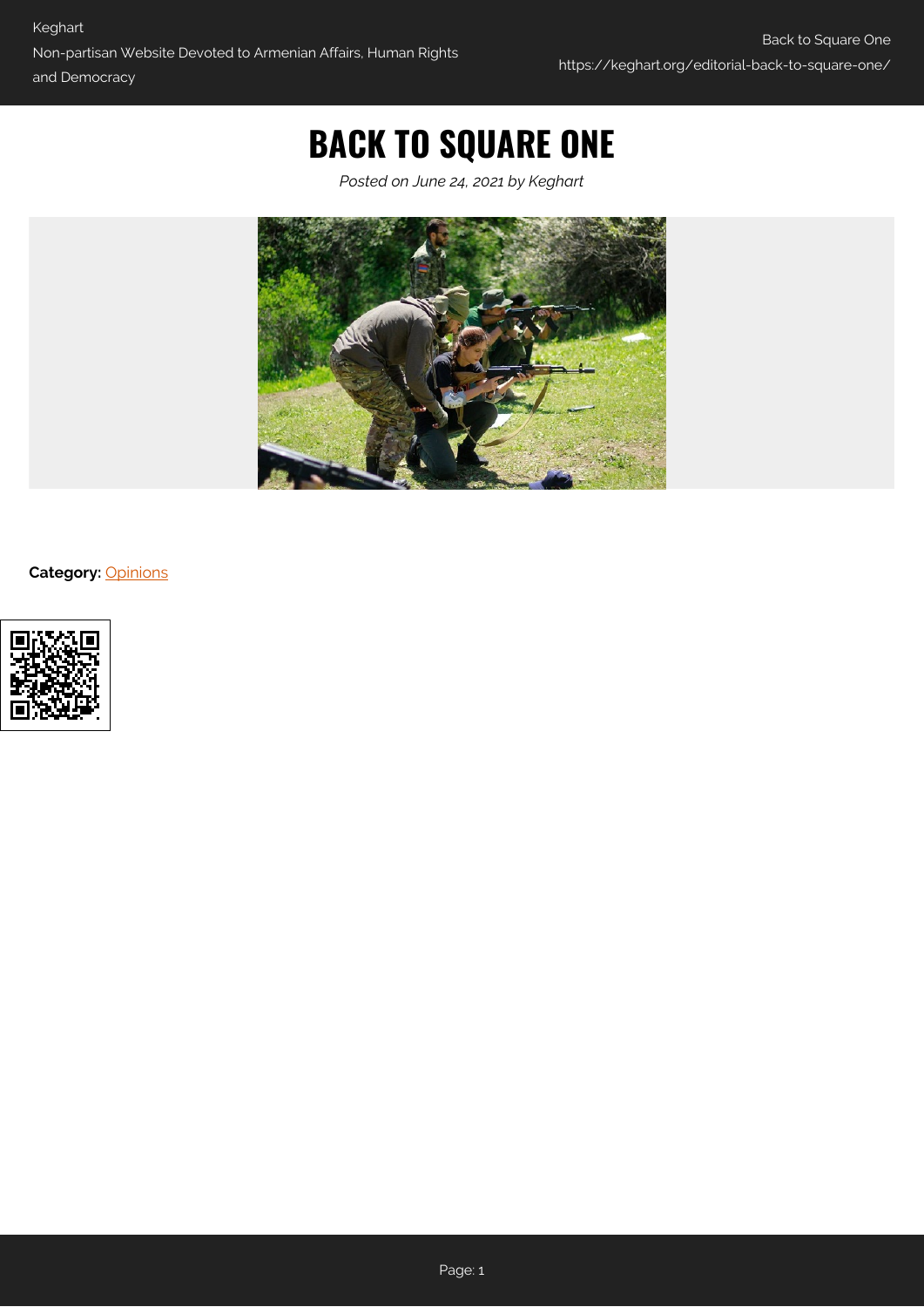# BACK TO SQUARE ONE

*Posted on June 24, 2021 by Keghart*

**Category:** Opinions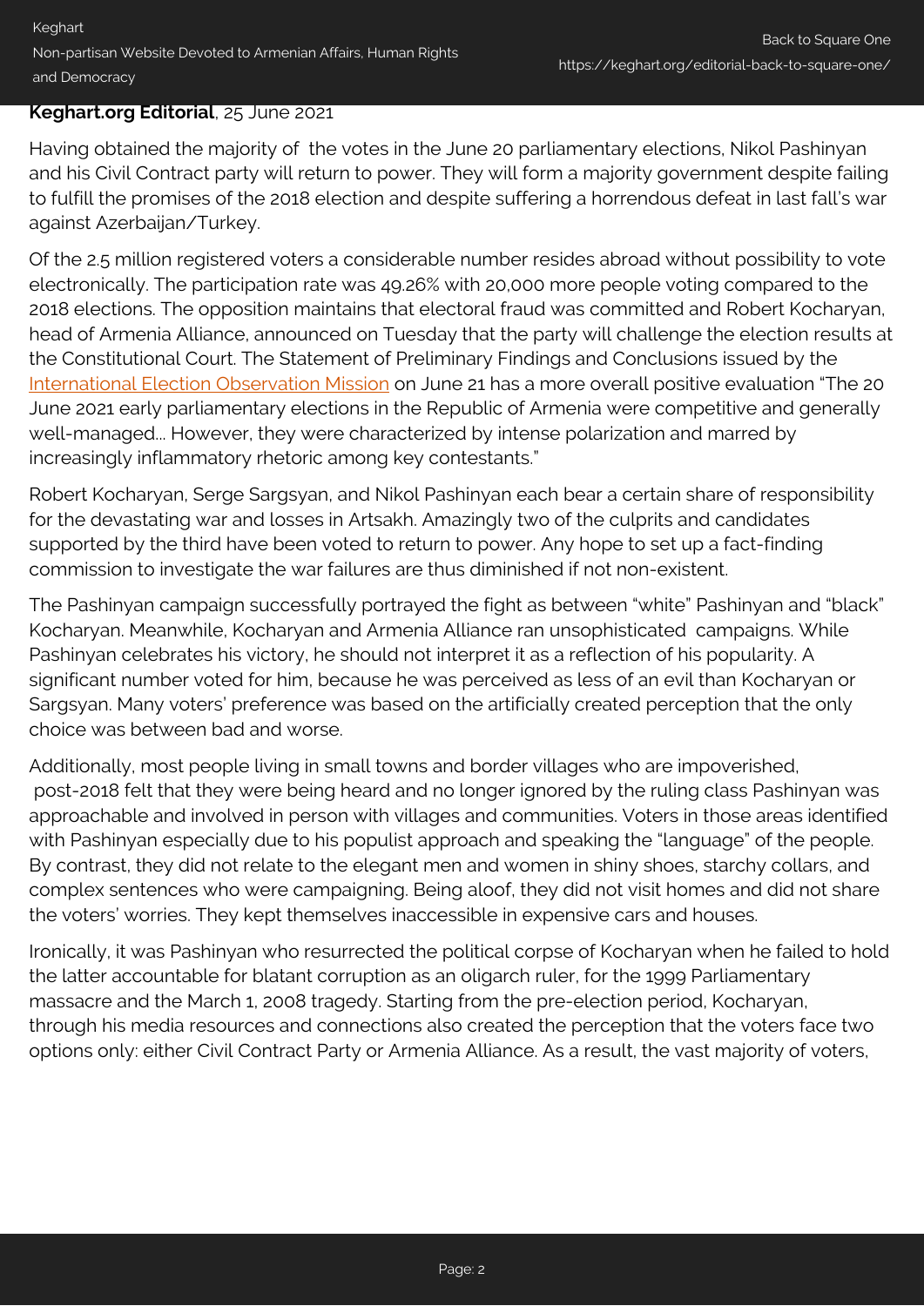**Keghart.org Editorial**, 25 June 2021

Having obtained the majority of  the votes in the June 20 parliamentary elections, Nikol Pashinyan and his Civil Contract party will return to power. They will form a majority government despite failing to fulfill the promises of the 2018 election and despite suffering a horrendous defeat in last fall's war against Azerbaijan/Turkey.

Of the 2.5 million registered voters a considerable number resides abroad without possibility to vote electronically. The participation rate was 49.26% with 20,000 more people voting compared to the 2018 elections. The opposition maintains that electoral fraud was committed and Robert Kocharyan, head of Armenia Alliance, announced on Tuesday that the party will challenge the election results at the Constitutional Court. The Statement of Preliminary Findings and Conclusions issued by the International Election Observation Mission on June 21 has a more overall positive evaluation "The 20 June 2021 early parliamentary elections in the Republic of Armenia were competitive and generally well-managed... However, they were characterized by intense polarization and marred by increasingly inflammatory rhetoric among key contestants."

Robert Kocharyan, Serge Sargsyan, and Nikol Pashinyan each bear a certain share of responsibility for the devastating war and losses in Artsakh. Amazingly two of the culprits and candidates supported by the third have been voted to return to power. Any hope to set up a fact-finding commission to investigate the war failures are thus diminished if not non-existent.

The Pashinyan campaign successfully portrayed the fight as between "white" Pashinyan and "black" Kocharyan. Meanwhile, Kocharyan and Armenia Alliance ran unsophisticated  campaigns. While Pashinyan celebrates his victory, he should not interpret it as a reflection of his popularity. A significant number voted for him, because he was perceived as less of an evil than Kocharyan or Sargsyan. Many voters' preference was based on the artificially created perception that the only choice was between bad and worse.

Additionally, most people living in small towns and border villages who are impoverished, post-2018 felt that they were being heard and no longer ignored by the ruling class Pashinyan was approachable and involved in person with villages and communities. Voters in those areas identified with Pashinyan especially due to his populist approach and speaking the "language" of the people. By contrast, they did not relate to the elegant men and women in shiny shoes, starchy collars, and complex sentences who were campaigning. Being aloof, they did not visit homes and did not share the voters' worries. They kept themselves inaccessible in expensive cars and houses.

Ironically, it was Pashinyan who resurrected the political corpse of Kocharyan when he failed to hold the latter accountable for blatant corruption as an oligarch ruler, for the 1999 Parliamentary massacre and the March 1, 2008 tragedy. Starting from the pre-election period, Kocharyan, through his media resources and connections also created the perception that the voters face two options only: either Civil Contract Party or Armenia Alliance. As a result, the vast majority of voters,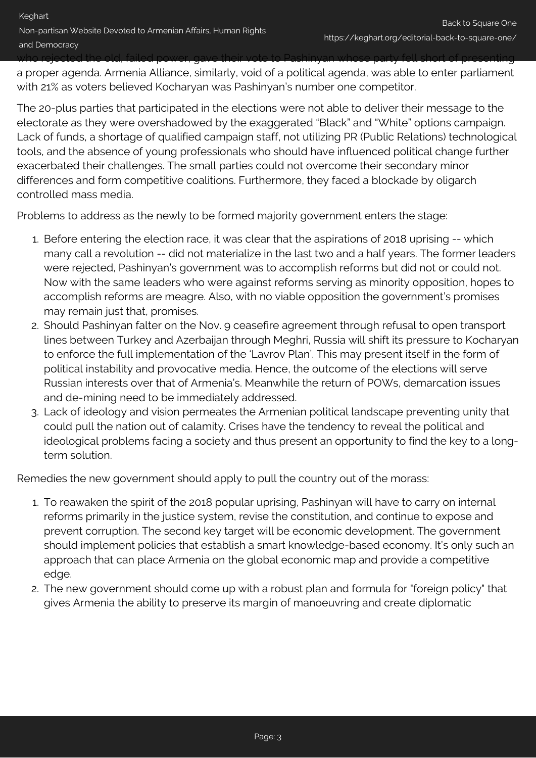who rejected the old, failed power, gave their vote to Pashinyan whose party fell short of presenting a proper agenda. Armenia Alliance, similarly, void of a political agenda, was able to enter parliament with 21% as voters believed Kocharyan was Pashinyan's number one competitor.

The 20-plus parties that participated in the elections were not able to deliver their message to the electorate as they were overshadowed by the exaggerated "Black" and "White" options campaign. Lack of funds, a shortage of qualified campaign staff, not utilizing PR (Public Relations) technological tools, and the absence of young professionals who should have influenced political change further exacerbated their challenges. The small parties could not overcome their secondary minor differences and form competitive coalitions. Furthermore, they faced a blockade by oligarch controlled mass media.

Problems to address as the newly to be formed majority government enters the stage:

1. Before entering the election race, it was clear that the aspirations of 2018 uprising -- which many call a revolution -- did not materialize in the last two and a half years. The former leaders were rejected, Pashinyan's government was to accomplish reforms but did not or could not. Now with the same leaders who were against reforms serving as minority opposition, hopes to accomplish reforms are meagre. Also, with no viable opposition the government's promises may remain just that, promises.
2. Should Pashinyan falter on the Nov. 9 ceasefire agreement through refusal to open transport lines between Turkey and Azerbaijan through Meghri, Russia will shift its pressure to Kocharyan to enforce the full implementation of the 'Lavrov Plan'. This may present itself in the form of political instability and provocative media. Hence, the outcome of the elections will serve Russian interests over that of Armenia's. Meanwhile the return of POWs, demarcation issues and de-mining need to be immediately addressed.
3. Lack of ideology and vision permeates the Armenian political landscape preventing unity that could pull the nation out of calamity. Crises have the tendency to reveal the political and ideological problems facing a society and thus present an opportunity to find the key to a long-term solution.

Remedies the new government should apply to pull the country out of the morass:

1. To reawaken the spirit of the 2018 popular uprising, Pashinyan will have to carry on internal reforms primarily in the justice system, revise the constitution, and continue to expose and prevent corruption. The second key target will be economic development. The government should implement policies that establish a smart knowledge-based economy. It's only such an approach that can place Armenia on the global economic map and provide a competitive edge.
2. The new government should come up with a robust plan and formula for "foreign policy" that gives Armenia the ability to preserve its margin of manoeuvring and create diplomatic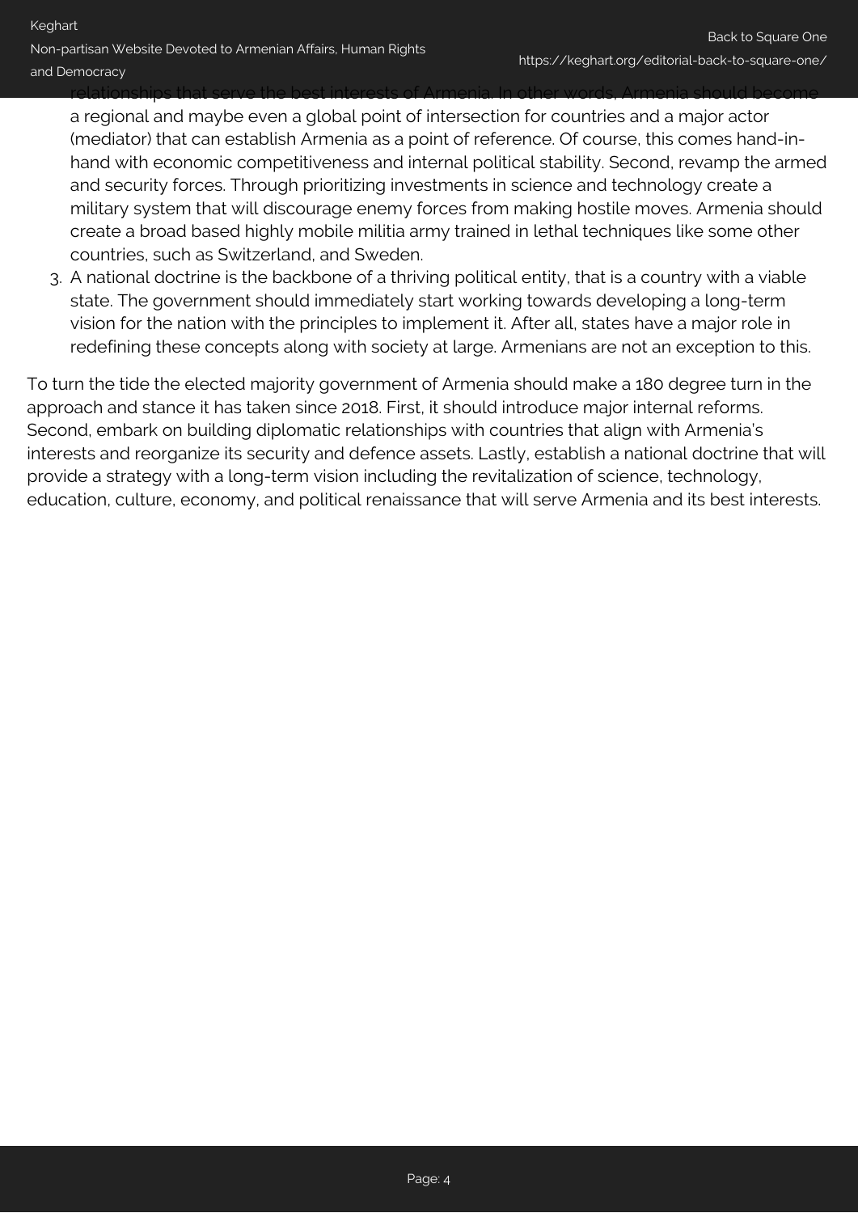relationships that serve the best interests of Armenia. In other words, Armenia should become a regional and maybe even a global point of intersection for countries and a major actor (mediator) that can establish Armenia as a point of reference. Of course, this comes hand-in-hand with economic competitiveness and internal political stability. Second, revamp the armed and security forces. Through prioritizing investments in science and technology create a military system that will discourage enemy forces from making hostile moves. Armenia should create a broad based highly mobile militia army trained in lethal techniques like some other countries, such as Switzerland, and Sweden.

3. A national doctrine is the backbone of a thriving political entity, that is a country with a viable state. The government should immediately start working towards developing a long-term vision for the nation with the principles to implement it. After all, states have a major role in redefining these concepts along with society at large. Armenians are not an exception to this.

To turn the tide the elected majority government of Armenia should make a 180 degree turn in the approach and stance it has taken since 2018. First, it should introduce major internal reforms. Second, embark on building diplomatic relationships with countries that align with Armenia's interests and reorganize its security and defence assets. Lastly, establish a national doctrine that will provide a strategy with a long-term vision including the revitalization of science, technology, education, culture, economy, and political renaissance that will serve Armenia and its best interests.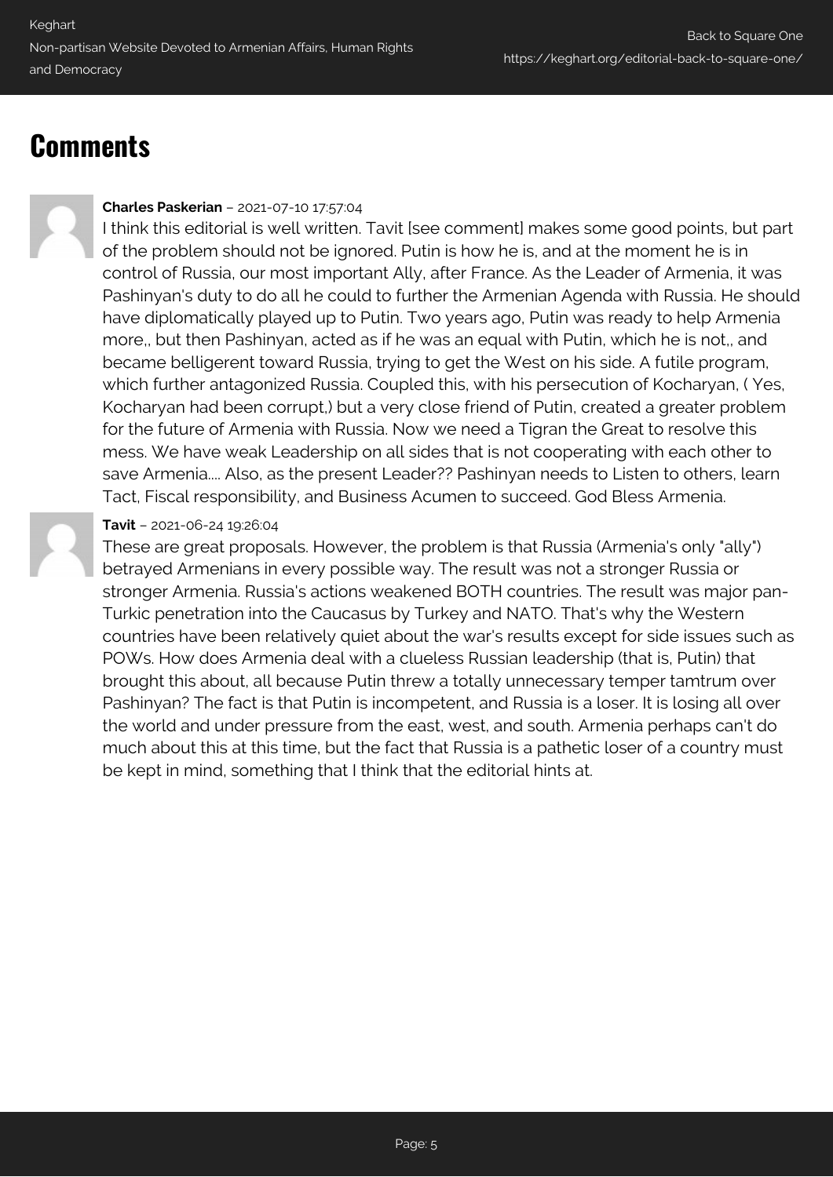## Comments

**Charles Paskerian** – 2021-07-10 17:57:04

I think this editorial is well written. Tavit [see comment] makes some good points, but part of the problem should not be ignored. Putin is how he is, and at the moment he is in control of Russia, our most important Ally, after France. As the Leader of Armenia, it was Pashinyan's duty to do all he could to further the Armenian Agenda with Russia. He should have diplomatically played up to Putin. Two years ago, Putin was ready to help Armenia more,, but then Pashinyan, acted as if he was an equal with Putin, which he is not,, and became belligerent toward Russia, trying to get the West on his side. A futile program, which further antagonized Russia. Coupled this, with his persecution of Kocharyan, ( Yes, Kocharyan had been corrupt,) but a very close friend of Putin, created a greater problem for the future of Armenia with Russia. Now we need a Tigran the Great to resolve this mess. We have weak Leadership on all sides that is not cooperating with each other to save Armenia.... Also, as the present Leader?? Pashinyan needs to Listen to others, learn Tact, Fiscal responsibility, and Business Acumen to succeed. God Bless Armenia.

**Tavit** – 2021-06-24 19:26:04

These are great proposals. However, the problem is that Russia (Armenia's only "ally") betrayed Armenians in every possible way. The result was not a stronger Russia or stronger Armenia. Russia's actions weakened BOTH countries. The result was major pan-Turkic penetration into the Caucasus by Turkey and NATO. That's why the Western countries have been relatively quiet about the war's results except for side issues such as POWs. How does Armenia deal with a clueless Russian leadership (that is, Putin) that brought this about, all because Putin threw a totally unnecessary temper tamtrum over Pashinyan? The fact is that Putin is incompetent, and Russia is a loser. It is losing all over the world and under pressure from the east, west, and south. Armenia perhaps can't do much about this at this time, but the fact that Russia is a pathetic loser of a country must be kept in mind, something that I think that the editorial hints at.